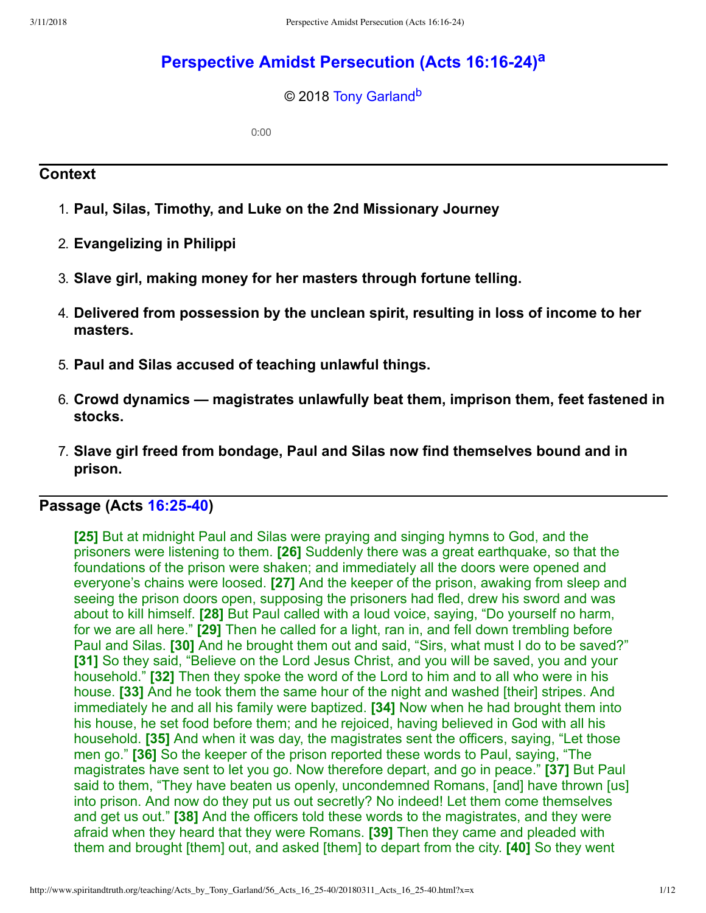# Perspective Amidst Persecution (Acts 16:16-24)[a]

© 2018 Tony Garland[b]

0:00

## Context

1. **Paul, Silas, Timothy, and Luke on the 2nd Missionary Journey**
2. **Evangelizing in Philippi**
3. **Slave girl, making money for her masters through fortune telling.**
4. **Delivered from possession by the unclean spirit, resulting in loss of income to her masters.**
5. **Paul and Silas accused of teaching unlawful things.**
6. **Crowd dynamics — magistrates unlawfully beat them, imprison them, feet fastened in stocks.**
7. **Slave girl freed from bondage, Paul and Silas now find themselves bound and in prison.**

## Passage (Acts 16:25-40)

**[25]** But at midnight Paul and Silas were praying and singing hymns to God, and the prisoners were listening to them. **[26]** Suddenly there was a great earthquake, so that the foundations of the prison were shaken; and immediately all the doors were opened and everyone's chains were loosed. **[27]** And the keeper of the prison, awaking from sleep and seeing the prison doors open, supposing the prisoners had fled, drew his sword and was about to kill himself. **[28]** But Paul called with a loud voice, saying, "Do yourself no harm, for we are all here." **[29]** Then he called for a light, ran in, and fell down trembling before Paul and Silas. **[30]** And he brought them out and said, "Sirs, what must I do to be saved?" **[31]** So they said, "Believe on the Lord Jesus Christ, and you will be saved, you and your household." **[32]** Then they spoke the word of the Lord to him and to all who were in his house. **[33]** And he took them the same hour of the night and washed [their] stripes. And immediately he and all his family were baptized. **[34]** Now when he had brought them into his house, he set food before them; and he rejoiced, having believed in God with all his household. **[35]** And when it was day, the magistrates sent the officers, saying, "Let those men go." **[36]** So the keeper of the prison reported these words to Paul, saying, "The magistrates have sent to let you go. Now therefore depart, and go in peace." **[37]** But Paul said to them, "They have beaten us openly, uncondemned Romans, [and] have thrown [us] into prison. And now do they put us out secretly? No indeed! Let them come themselves and get us out." **[38]** And the officers told these words to the magistrates, and they were afraid when they heard that they were Romans. **[39]** Then they came and pleaded with them and brought [them] out, and asked [them] to depart from the city. **[40]** So they went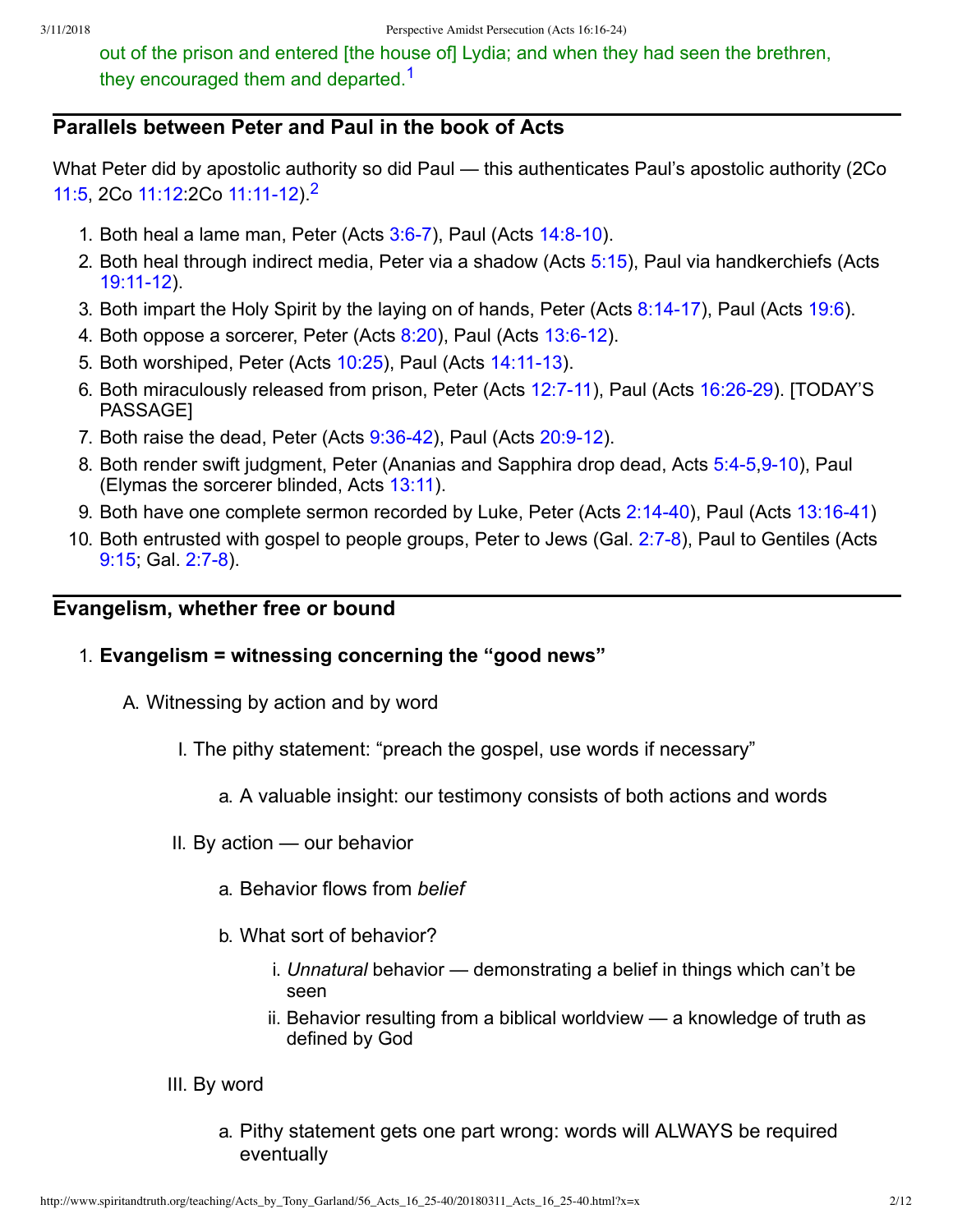out of the prison and entered [the house of] Lydia; and when they had seen the brethren, they encouraged them and departed.[1]

## Parallels between Peter and Paul in the book of Acts

What Peter did by apostolic authority so did Paul — this authenticates Paul's apostolic authority (2Co 11:5, 2Co 11:12:2Co 11:11-12).[2]

1. Both heal a lame man, Peter (Acts 3:6-7), Paul (Acts 14:8-10).
2. Both heal through indirect media, Peter via a shadow (Acts 5:15), Paul via handkerchiefs (Acts 19:11-12).
3. Both impart the Holy Spirit by the laying on of hands, Peter (Acts 8:14-17), Paul (Acts 19:6).
4. Both oppose a sorcerer, Peter (Acts 8:20), Paul (Acts 13:6-12).
5. Both worshiped, Peter (Acts 10:25), Paul (Acts 14:11-13).
6. Both miraculously released from prison, Peter (Acts 12:7-11), Paul (Acts 16:26-29). [TODAY'S PASSAGE]
7. Both raise the dead, Peter (Acts 9:36-42), Paul (Acts 20:9-12).
8. Both render swift judgment, Peter (Ananias and Sapphira drop dead, Acts 5:4-5,9-10), Paul (Elymas the sorcerer blinded, Acts 13:11).
9. Both have one complete sermon recorded by Luke, Peter (Acts 2:14-40), Paul (Acts 13:16-41)
10. Both entrusted with gospel to people groups, Peter to Jews (Gal. 2:7-8), Paul to Gentiles (Acts 9:15; Gal. 2:7-8).

## Evangelism, whether free or bound

1. **Evangelism = witnessing concerning the "good news"**
   - A. Witnessing by action and by word
     - I. The pithy statement: "preach the gospel, use words if necessary"
       - a. A valuable insight: our testimony consists of both actions and words
     - II. By action — our behavior
       - a. Behavior flows from *belief*
       - b. What sort of behavior?
         - i. *Unnatural* behavior — demonstrating a belief in things which can't be seen
         - ii. Behavior resulting from a biblical worldview — a knowledge of truth as defined by God
     - III. By word
       - a. Pithy statement gets one part wrong: words will ALWAYS be required eventually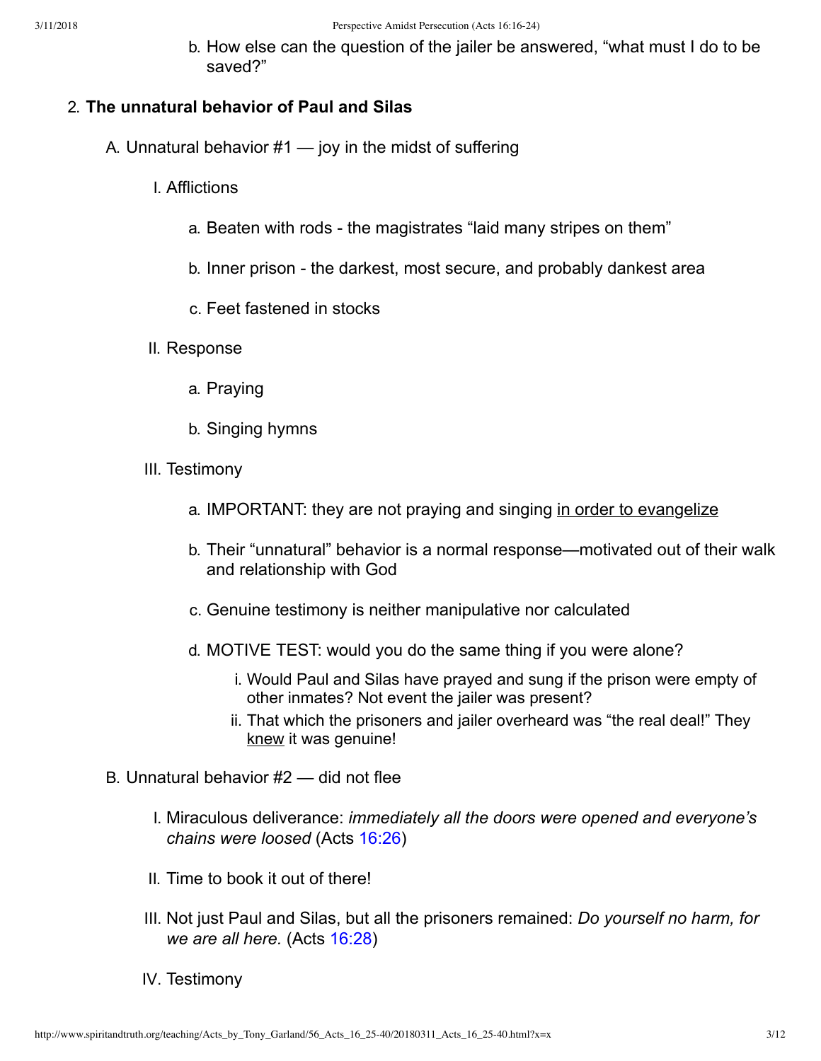b. How else can the question of the jailer be answered, "what must I do to be saved?"

2. **The unnatural behavior of Paul and Silas**

    A. Unnatural behavior #1 — joy in the midst of suffering

    I. Afflictions

    a. Beaten with rods - the magistrates "laid many stripes on them"

    b. Inner prison - the darkest, most secure, and probably dankest area

    c. Feet fastened in stocks

    II. Response

    a. Praying

    b. Singing hymns

    III. Testimony

    a. IMPORTANT: they are not praying and singing <u>in order to evangelize</u>

    b. Their "unnatural" behavior is a normal response—motivated out of their walk and relationship with God

    c. Genuine testimony is neither manipulative nor calculated

    d. MOTIVE TEST: would you do the same thing if you were alone?

    i. Would Paul and Silas have prayed and sung if the prison were empty of other inmates? Not event the jailer was present?

    ii. That which the prisoners and jailer overheard was "the real deal!" They <u>knew</u> it was genuine!

    B. Unnatural behavior #2 — did not flee

    I. Miraculous deliverance: *immediately all the doors were opened and everyone's chains were loosed* (Acts 16:26)

    II. Time to book it out of there!

    III. Not just Paul and Silas, but all the prisoners remained: *Do yourself no harm, for we are all here.* (Acts 16:28)

    IV. Testimony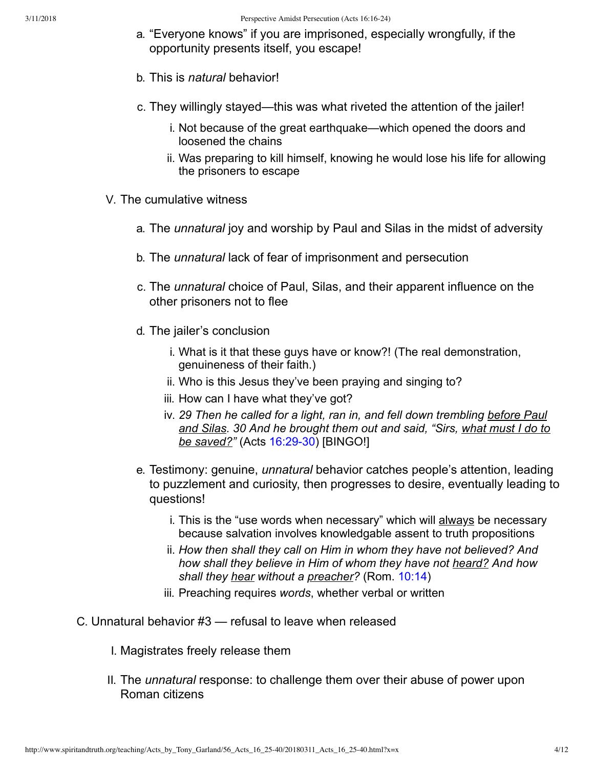a. “Everyone knows” if you are imprisoned, especially wrongfully, if the opportunity presents itself, you escape!

b. This is *natural* behavior!

c. They willingly stayed—this was what riveted the attention of the jailer!

   i. Not because of the great earthquake—which opened the doors and loosened the chains

   ii. Was preparing to kill himself, knowing he would lose his life for allowing the prisoners to escape

V. The cumulative witness

   a. The *unnatural* joy and worship by Paul and Silas in the midst of adversity

   b. The *unnatural* lack of fear of imprisonment and persecution

   c. The *unnatural* choice of Paul, Silas, and their apparent influence on the other prisoners not to flee

   d. The jailer’s conclusion

      i. What is it that these guys have or know?! (The real demonstration, genuineness of their faith.)

      ii. Who is this Jesus they’ve been praying and singing to?

      iii. How can I have what they’ve got?

      iv. *29 Then he called for a light, ran in, and fell down trembling <u>before Paul and Silas</u>. 30 And he brought them out and said, “Sirs, <u>what must I do to be saved?</u>”* (Acts 16:29-30) [BINGO!]

   e. Testimony: genuine, *unnatural* behavior catches people’s attention, leading to puzzlement and curiosity, then progresses to desire, eventually leading to questions!

      i. This is the “use words when necessary” which will <u>always</u> be necessary because salvation involves knowledgable assent to truth propositions

      ii. *How then shall they call on Him in whom they have not believed? And how shall they believe in Him of whom they have not <u>heard?</u> And how shall they <u>hear</u> without a <u>preacher</u>?* (Rom. 10:14)

      iii. Preaching requires *words*, whether verbal or written

C. Unnatural behavior #3 — refusal to leave when released

   I. Magistrates freely release them

   II. The *unnatural* response: to challenge them over their abuse of power upon Roman citizens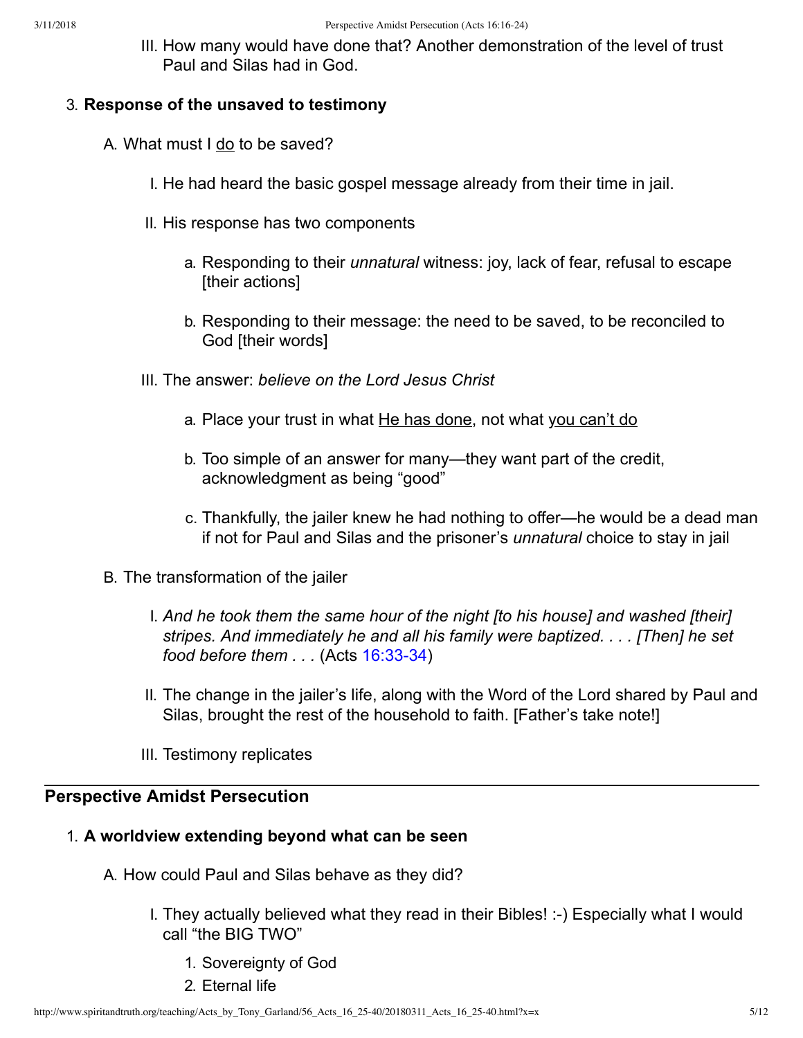III. How many would have done that? Another demonstration of the level of trust Paul and Silas had in God.

3. **Response of the unsaved to testimony**

   A. What must I <u>do</u> to be saved?

      I. He had heard the basic gospel message already from their time in jail.

      II. His response has two components

         a. Responding to their *unnatural* witness: joy, lack of fear, refusal to escape [their actions]

         b. Responding to their message: the need to be saved, to be reconciled to God [their words]

      III. The answer: *believe on the Lord Jesus Christ*

         a. Place your trust in what <u>He has done</u>, not what <u>you can't do</u>

         b. Too simple of an answer for many—they want part of the credit, acknowledgment as being "good"

         c. Thankfully, the jailer knew he had nothing to offer—he would be a dead man if not for Paul and Silas and the prisoner's *unnatural* choice to stay in jail

   B. The transformation of the jailer

      I. *And he took them the same hour of the night [to his house] and washed [their] stripes. And immediately he and all his family were baptized. . . . [Then] he set food before them . . .* (Acts 16:33-34)

      II. The change in the jailer's life, along with the Word of the Lord shared by Paul and Silas, brought the rest of the household to faith. [Father's take note!]

      III. Testimony replicates

---

## Perspective Amidst Persecution

1. **A worldview extending beyond what can be seen**

   A. How could Paul and Silas behave as they did?

      I. They actually believed what they read in their Bibles! :-) Especially what I would call "the BIG TWO"

         1. Sovereignty of God
         2. Eternal life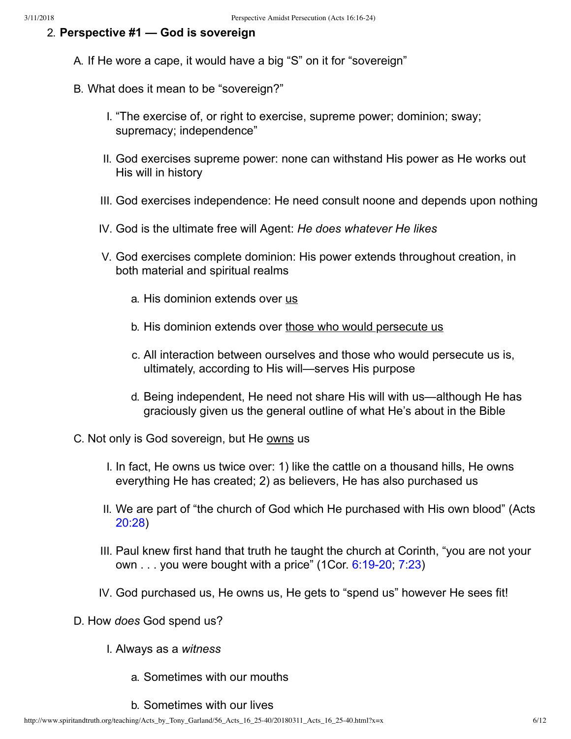2. **Perspective #1 — God is sovereign**

   A. If He wore a cape, it would have a big "S" on it for "sovereign"

   B. What does it mean to be "sovereign?"

      I. "The exercise of, or right to exercise, supreme power; dominion; sway; supremacy; independence"

      II. God exercises supreme power: none can withstand His power as He works out His will in history

      III. God exercises independence: He need consult noone and depends upon nothing

      IV. God is the ultimate free will Agent: *He does whatever He likes*

      V. God exercises complete dominion: His power extends throughout creation, in both material and spiritual realms

         a. His dominion extends over <u>us</u>

         b. His dominion extends over <u>those who would persecute us</u>

         c. All interaction between ourselves and those who would persecute us is, ultimately, according to His will—serves His purpose

         d. Being independent, He need not share His will with us—although He has graciously given us the general outline of what He's about in the Bible

   C. Not only is God sovereign, but He <u>owns</u> us

      I. In fact, He owns us twice over: 1) like the cattle on a thousand hills, He owns everything He has created; 2) as believers, He has also purchased us

      II. We are part of "the church of God which He purchased with His own blood" (Acts 20:28)

      III. Paul knew first hand that truth he taught the church at Corinth, "you are not your own . . . you were bought with a price" (1Cor. 6:19-20; 7:23)

      IV. God purchased us, He owns us, He gets to "spend us" however He sees fit!

   D. How *does* God spend us?

      I. Always as a *witness*

         a. Sometimes with our mouths

         b. Sometimes with our lives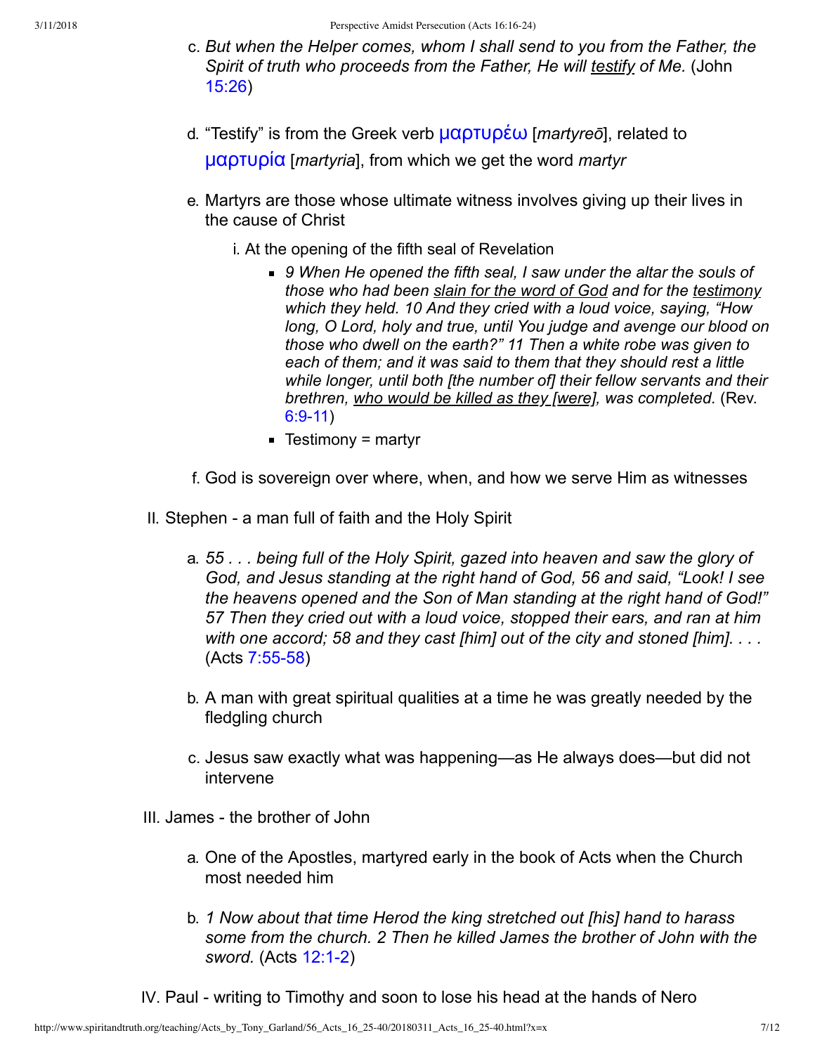c. *But when the Helper comes, whom I shall send to you from the Father, the Spirit of truth who proceeds from the Father, He will testify of Me.* (John 15:26)

d. "Testify" is from the Greek verb μαρτυρέω [*martyreō*], related to μαρτυρία [*martyria*], from which we get the word *martyr*

e. Martyrs are those whose ultimate witness involves giving up their lives in the cause of Christ

   i. At the opening of the fifth seal of Revelation

      - *9 When He opened the fifth seal, I saw under the altar the souls of those who had been slain for the word of God and for the testimony which they held. 10 And they cried with a loud voice, saying, "How long, O Lord, holy and true, until You judge and avenge our blood on those who dwell on the earth?" 11 Then a white robe was given to each of them; and it was said to them that they should rest a little while longer, until both [the number of] their fellow servants and their brethren, who would be killed as they [were], was completed.* (Rev. 6:9-11)
      - Testimony = martyr

f. God is sovereign over where, when, and how we serve Him as witnesses

II. Stephen - a man full of faith and the Holy Spirit

   a. *55 . . . being full of the Holy Spirit, gazed into heaven and saw the glory of God, and Jesus standing at the right hand of God, 56 and said, "Look! I see the heavens opened and the Son of Man standing at the right hand of God!" 57 Then they cried out with a loud voice, stopped their ears, and ran at him with one accord; 58 and they cast [him] out of the city and stoned [him]. . . .* (Acts 7:55-58)

   b. A man with great spiritual qualities at a time he was greatly needed by the fledgling church

   c. Jesus saw exactly what was happening—as He always does—but did not intervene

III. James - the brother of John

   a. One of the Apostles, martyred early in the book of Acts when the Church most needed him

   b. *1 Now about that time Herod the king stretched out [his] hand to harass some from the church. 2 Then he killed James the brother of John with the sword.* (Acts 12:1-2)

IV. Paul - writing to Timothy and soon to lose his head at the hands of Nero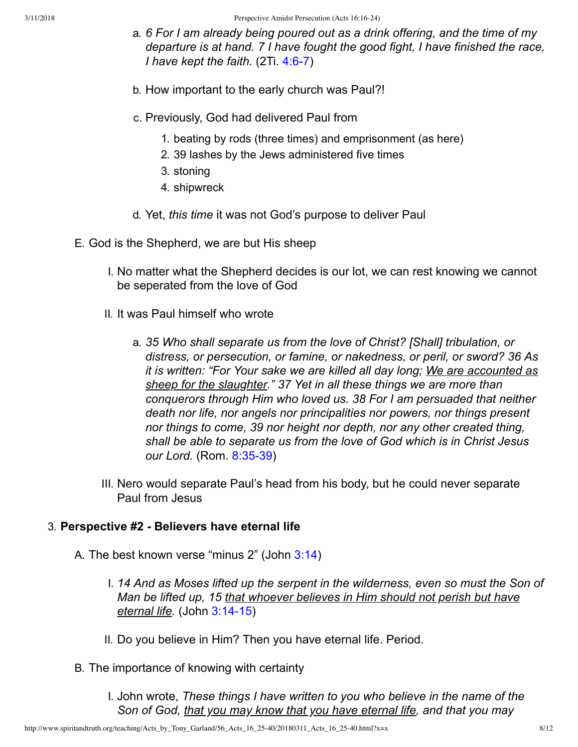a. *6 For I am already being poured out as a drink offering, and the time of my departure is at hand. 7 I have fought the good fight, I have finished the race, I have kept the faith.* (2Ti. 4:6-7)

b. How important to the early church was Paul?!

c. Previously, God had delivered Paul from

1. beating by rods (three times) and emprisonment (as here)
2. 39 lashes by the Jews administered five times
3. stoning
4. shipwreck

d. Yet, *this time* it was not God's purpose to deliver Paul

E. God is the Shepherd, we are but His sheep

I. No matter what the Shepherd decides is our lot, we can rest knowing we cannot be seperated from the love of God

II. It was Paul himself who wrote

a. *35 Who shall separate us from the love of Christ? [Shall] tribulation, or distress, or persecution, or famine, or nakedness, or peril, or sword? 36 As it is written: "For Your sake we are killed all day long; <u>We are accounted as sheep for the slaughter</u>." 37 Yet in all these things we are more than conquerors through Him who loved us. 38 For I am persuaded that neither death nor life, nor angels nor principalities nor powers, nor things present nor things to come, 39 nor height nor depth, nor any other created thing, shall be able to separate us from the love of God which is in Christ Jesus our Lord.* (Rom. 8:35-39)

III. Nero would separate Paul's head from his body, but he could never separate Paul from Jesus

3. **Perspective #2 - Believers have eternal life**

A. The best known verse "minus 2" (John 3:14)

I. *14 And as Moses lifted up the serpent in the wilderness, even so must the Son of Man be lifted up, 15 <u>that whoever believes in Him should not perish but have eternal life</u>.* (John 3:14-15)

II. Do you believe in Him? Then you have eternal life. Period.

B. The importance of knowing with certainty

I. John wrote, *These things I have written to you who believe in the name of the Son of God, <u>that you may know that you have eternal life</u>, and that you may*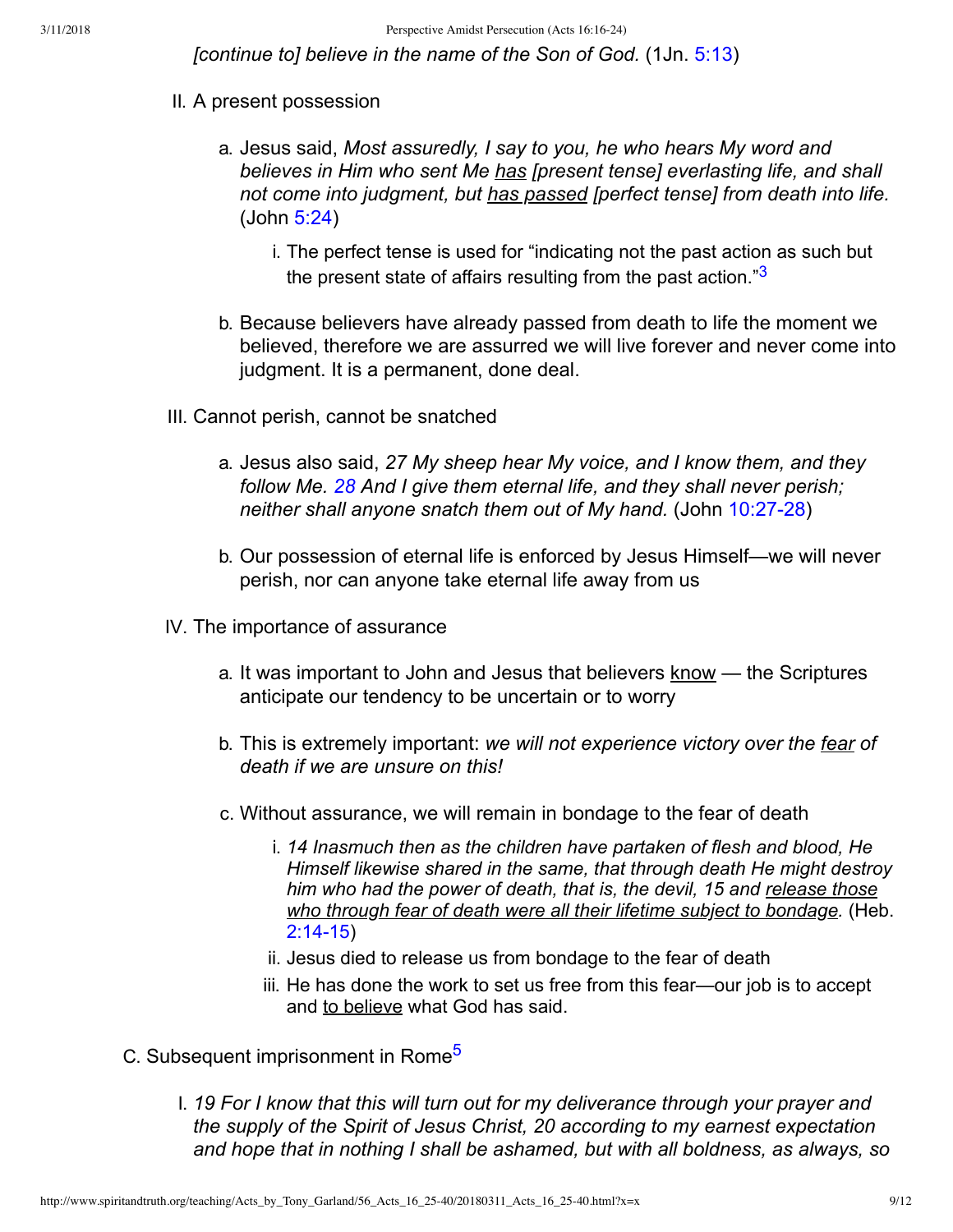*[continue to] believe in the name of the Son of God.* (1Jn. 5:13)

II. A present possession

   a. Jesus said, *Most assuredly, I say to you, he who hears My word and believes in Him who sent Me has [present tense] everlasting life, and shall not come into judgment, but has passed [perfect tense] from death into life.* (John 5:24)

      i. The perfect tense is used for "indicating not the past action as such but the present state of affairs resulting from the past action."[3]

   b. Because believers have already passed from death to life the moment we believed, therefore we are assured we will live forever and never come into judgment. It is a permanent, done deal.

III. Cannot perish, cannot be snatched

   a. Jesus also said, *27 My sheep hear My voice, and I know them, and they follow Me. 28 And I give them eternal life, and they shall never perish; neither shall anyone snatch them out of My hand.* (John 10:27-28)

   b. Our possession of eternal life is enforced by Jesus Himself—we will never perish, nor can anyone take eternal life away from us

IV. The importance of assurance

   a. It was important to John and Jesus that believers know — the Scriptures anticipate our tendency to be uncertain or to worry

   b. This is extremely important: *we will not experience victory over the fear of death if we are unsure on this!*

   c. Without assurance, we will remain in bondage to the fear of death

      i. *14 Inasmuch then as the children have partaken of flesh and blood, He Himself likewise shared in the same, that through death He might destroy him who had the power of death, that is, the devil, 15 and release those who through fear of death were all their lifetime subject to bondage.* (Heb. 2:14-15)

      ii. Jesus died to release us from bondage to the fear of death

      iii. He has done the work to set us free from this fear—our job is to accept and to believe what God has said.

C. Subsequent imprisonment in Rome[5]

   I. *19 For I know that this will turn out for my deliverance through your prayer and the supply of the Spirit of Jesus Christ, 20 according to my earnest expectation and hope that in nothing I shall be ashamed, but with all boldness, as always, so*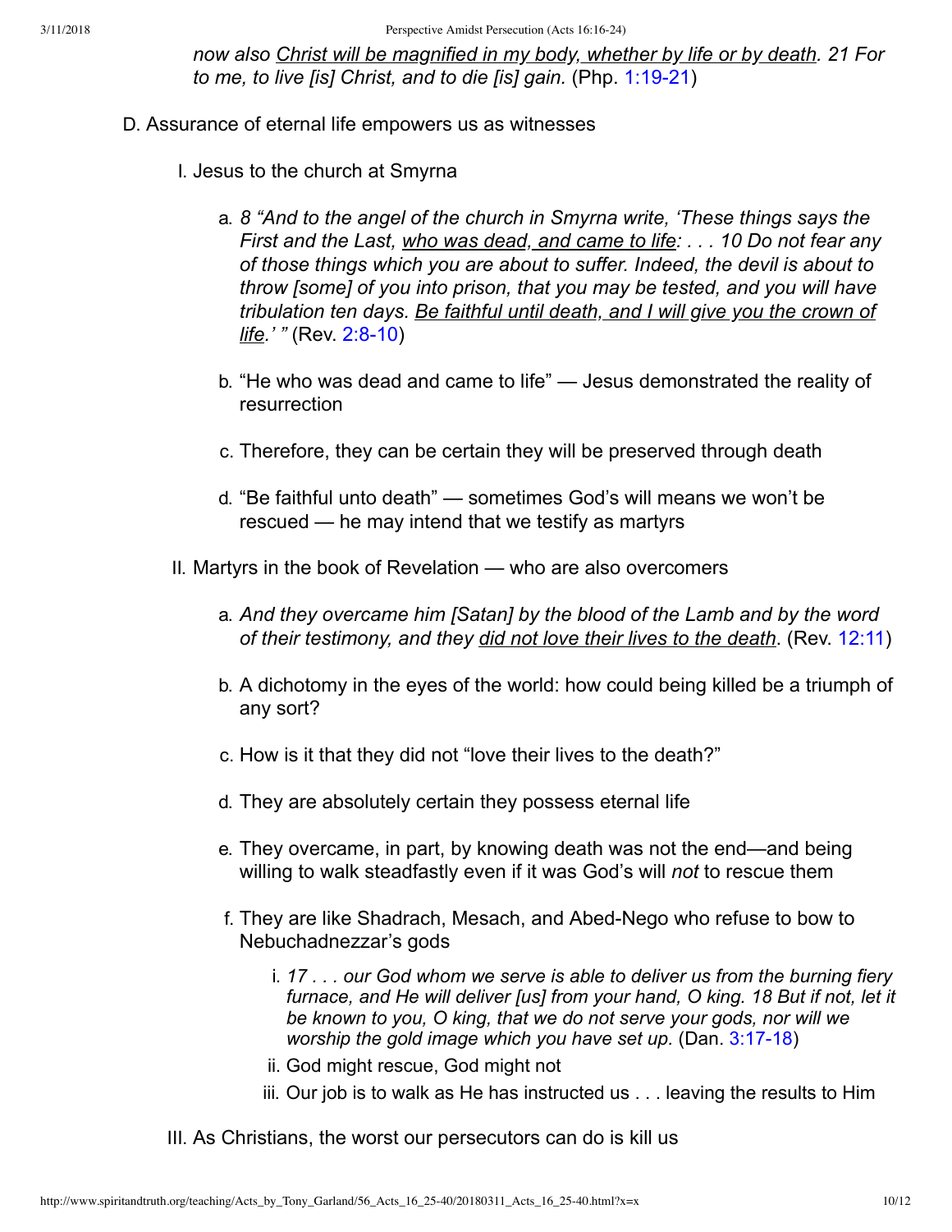*now also <u>Christ will be magnified in my body, whether by life or by death</u>. 21 For to me, to live [is] Christ, and to die [is] gain.* (Php. 1:19-21)

D. Assurance of eternal life empowers us as witnesses

  I. Jesus to the church at Smyrna

    a. *8 "And to the angel of the church in Smyrna write, 'These things says the First and the Last, <u>who was dead, and came to life</u>: . . . 10 Do not fear any of those things which you are about to suffer. Indeed, the devil is about to throw [some] of you into prison, that you may be tested, and you will have tribulation ten days. <u>Be faithful until death, and I will give you the crown of life</u>.' "* (Rev. 2:8-10)

    b. "He who was dead and came to life" — Jesus demonstrated the reality of resurrection

    c. Therefore, they can be certain they will be preserved through death

    d. "Be faithful unto death" — sometimes God's will means we won't be rescued — he may intend that we testify as martyrs

  II. Martyrs in the book of Revelation — who are also overcomers

    a. *And they overcame him [Satan] by the blood of the Lamb and by the word of their testimony, and they <u>did not love their lives to the death</u>.* (Rev. 12:11)

    b. A dichotomy in the eyes of the world: how could being killed be a triumph of any sort?

    c. How is it that they did not "love their lives to the death?"

    d. They are absolutely certain they possess eternal life

    e. They overcame, in part, by knowing death was not the end—and being willing to walk steadfastly even if it was God's will *not* to rescue them

    f. They are like Shadrach, Mesach, and Abed-Nego who refuse to bow to Nebuchadnezzar's gods

      i. *17 . . . our God whom we serve is able to deliver us from the burning fiery furnace, and He will deliver [us] from your hand, O king. 18 But if not, let it be known to you, O king, that we do not serve your gods, nor will we worship the gold image which you have set up.* (Dan. 3:17-18)

      ii. God might rescue, God might not

      iii. Our job is to walk as He has instructed us . . . leaving the results to Him

  III. As Christians, the worst our persecutors can do is kill us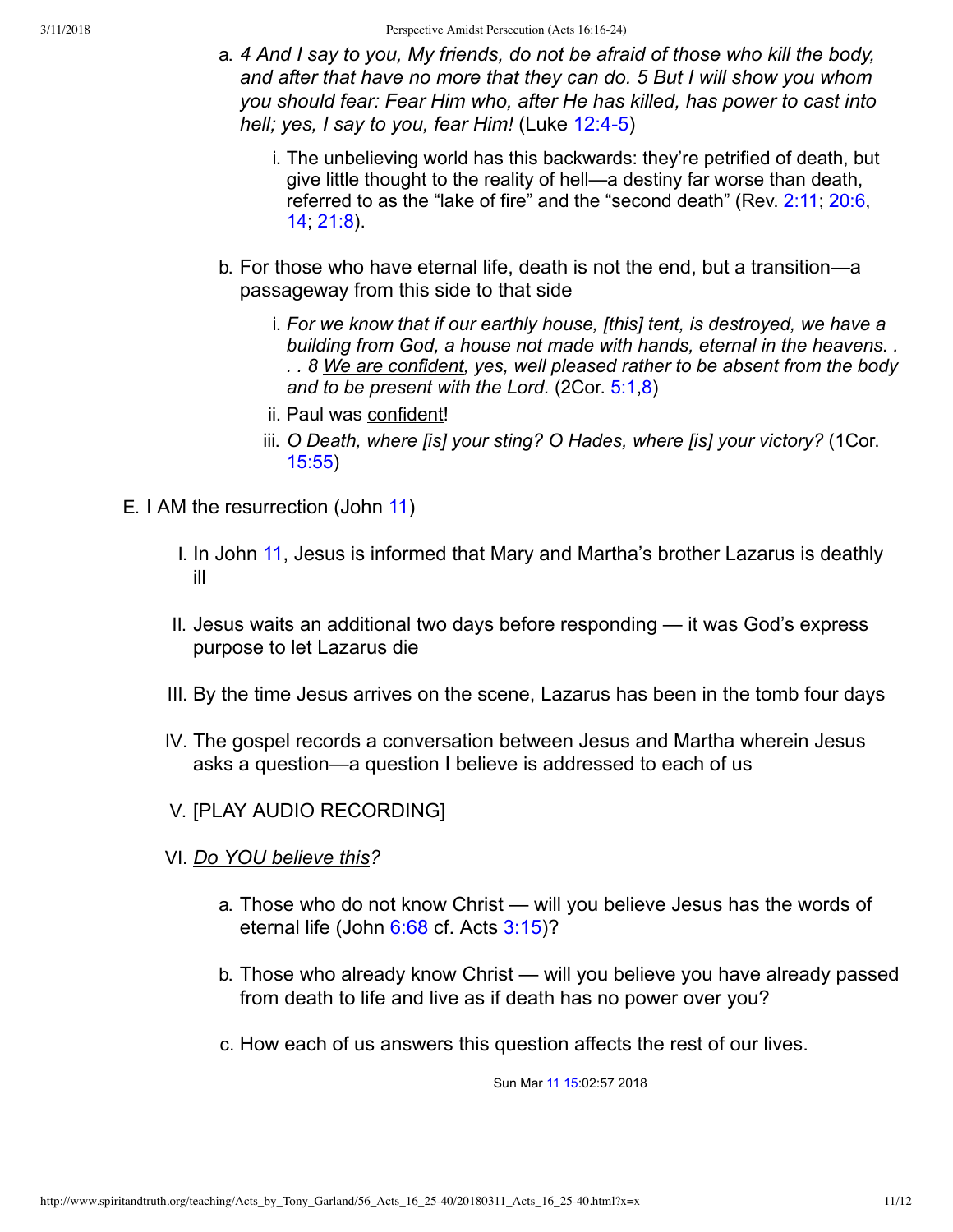a. *4 And I say to you, My friends, do not be afraid of those who kill the body, and after that have no more that they can do. 5 But I will show you whom you should fear: Fear Him who, after He has killed, has power to cast into hell; yes, I say to you, fear Him!* (Luke 12:4-5)

   i. The unbelieving world has this backwards: they're petrified of death, but give little thought to the reality of hell—a destiny far worse than death, referred to as the "lake of fire" and the "second death" (Rev. 2:11; 20:6, 14; 21:8).

b. For those who have eternal life, death is not the end, but a transition—a passageway from this side to that side

   i. *For we know that if our earthly house, [this] tent, is destroyed, we have a building from God, a house not made with hands, eternal in the heavens. . . . 8 We are confident, yes, well pleased rather to be absent from the body and to be present with the Lord.* (2Cor. 5:1,8)

   ii. Paul was confident!

   iii. *O Death, where [is] your sting? O Hades, where [is] your victory?* (1Cor. 15:55)

E. I AM the resurrection (John 11)

   I. In John 11, Jesus is informed that Mary and Martha's brother Lazarus is deathly ill

   II. Jesus waits an additional two days before responding — it was God's express purpose to let Lazarus die

   III. By the time Jesus arrives on the scene, Lazarus has been in the tomb four days

   IV. The gospel records a conversation between Jesus and Martha wherein Jesus asks a question—a question I believe is addressed to each of us

   V. [PLAY AUDIO RECORDING]

   VI. *Do YOU believe this?*

      a. Those who do not know Christ — will you believe Jesus has the words of eternal life (John 6:68 cf. Acts 3:15)?

      b. Those who already know Christ — will you believe you have already passed from death to life and live as if death has no power over you?

      c. How each of us answers this question affects the rest of our lives.

Sun Mar 11 15:02:57 2018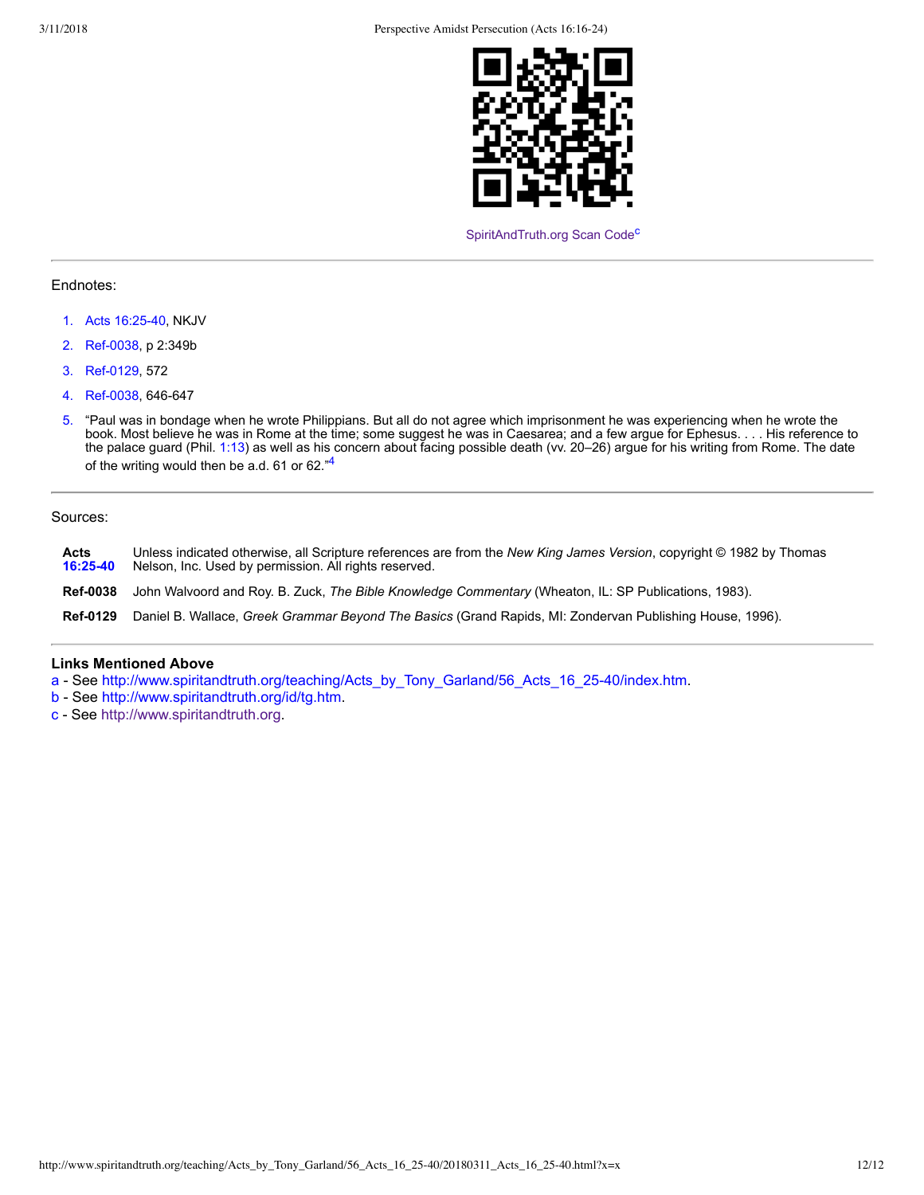SpiritAndTruth.org Scan Code[c]

---

Endnotes:

1. Acts 16:25-40, NKJV
2. Ref-0038, p 2:349b
3. Ref-0129, 572
4. Ref-0038, 646-647
5. "Paul was in bondage when he wrote Philippians. But all do not agree which imprisonment he was experiencing when he wrote the book. Most believe he was in Rome at the time; some suggest he was in Caesarea; and a few argue for Ephesus. . . . His reference to the palace guard (Phil. 1:13) as well as his concern about facing possible death (vv. 20–26) argue for his writing from Rome. The date of the writing would then be a.d. 61 or 62."[4]

---

Sources:

| | |
|---|---|
| **Acts 16:25-40** | Unless indicated otherwise, all Scripture references are from the *New King James Version*, copyright © 1982 by Thomas Nelson, Inc. Used by permission. All rights reserved. |
| **Ref-0038** | John Walvoord and Roy. B. Zuck, *The Bible Knowledge Commentary* (Wheaton, IL: SP Publications, 1983). |
| **Ref-0129** | Daniel B. Wallace, *Greek Grammar Beyond The Basics* (Grand Rapids, MI: Zondervan Publishing House, 1996). |

---

**Links Mentioned Above**

a - See http://www.spiritandtruth.org/teaching/Acts_by_Tony_Garland/56_Acts_16_25-40/index.htm.
b - See http://www.spiritandtruth.org/id/tg.htm.
c - See http://www.spiritandtruth.org.